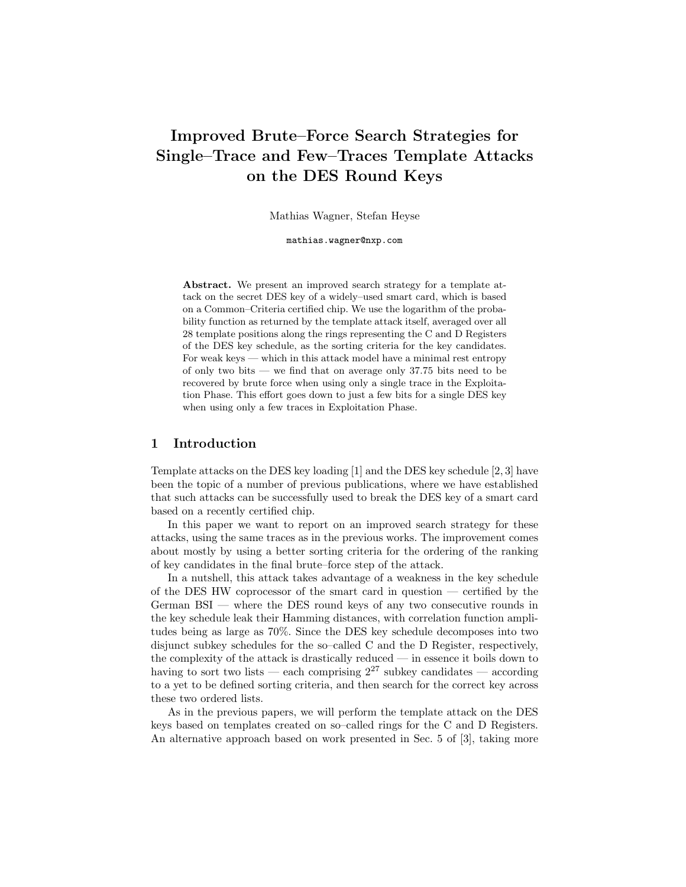# Improved Brute–Force Search Strategies for Single–Trace and Few–Traces Template Attacks on the DES Round Keys

Mathias Wagner, Stefan Heyse

mathias.wagner@nxp.com

**Abstract.** We present an improved search strategy for a template attack on the secret DES key of a widely–used smart card, which is based on a Common–Criteria certified chip. We use the logarithm of the probability function as returned by the template attack itself, averaged over all 28 template positions along the rings representing the C and D Registers of the DES key schedule, as the sorting criteria for the key candidates. For weak keys — which in this attack model have a minimal rest entropy of only two bits — we find that on average only 37.75 bits need to be recovered by brute force when using only a single trace in the Exploitation Phase. This effort goes down to just a few bits for a single DES key when using only a few traces in Exploitation Phase.

## 1 Introduction

Template attacks on the DES key loading [1] and the DES key schedule [2, 3] have been the topic of a number of previous publications, where we have established that such attacks can be successfully used to break the DES key of a smart card based on a recently certified chip.

In this paper we want to report on an improved search strategy for these attacks, using the same traces as in the previous works. The improvement comes about mostly by using a better sorting criteria for the ordering of the ranking of key candidates in the final brute–force step of the attack.

In a nutshell, this attack takes advantage of a weakness in the key schedule of the DES HW coprocessor of the smart card in question — certified by the German BSI — where the DES round keys of any two consecutive rounds in the key schedule leak their Hamming distances, with correlation function amplitudes being as large as 70%. Since the DES key schedule decomposes into two disjunct subkey schedules for the so–called C and the D Register, respectively, the complexity of the attack is drastically reduced — in essence it boils down to having to sort two lists — each comprising $2^{27}$ subkey candidates — according to a yet to be defined sorting criteria, and then search for the correct key across these two ordered lists.

As in the previous papers, we will perform the template attack on the DES keys based on templates created on so–called rings for the C and D Registers. An alternative approach based on work presented in Sec. 5 of [3], taking more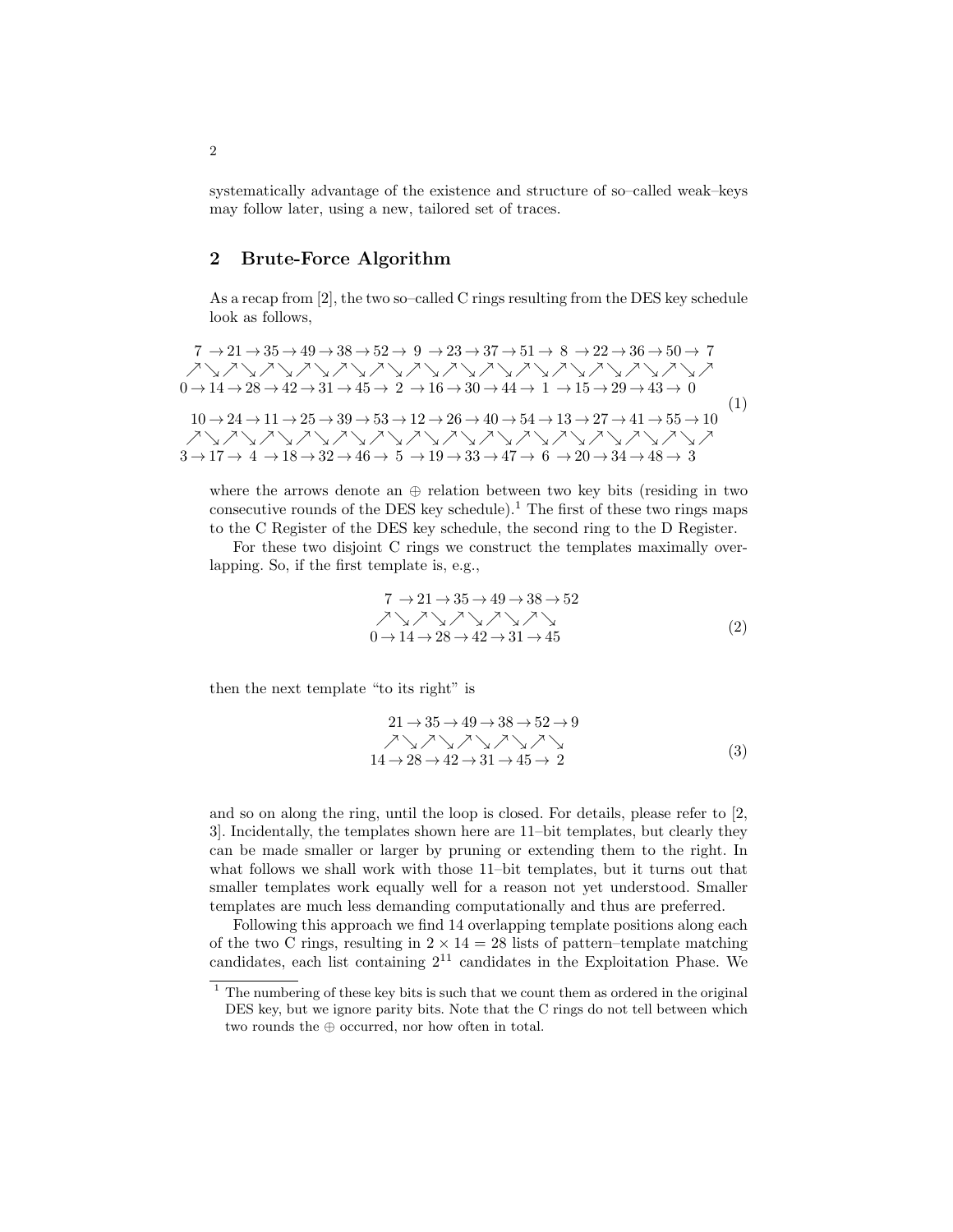systematically advantage of the existence and structure of so–called weak–keys may follow later, using a new, tailored set of traces.

## 2 Brute-Force Algorithm

As a recap from [2], the two so–called C rings resulting from the DES key schedule look as follows,

$$
\begin{array}{c}
\quad 7 \to 21 \to 35 \to 49 \to 38 \to 52 \to 9 \to 23 \to 37 \to 51 \to 8 \to 22 \to 36 \to 50 \to 7 \\
\nearrow\searrow\nearrow\searrow\nearrow\searrow\nearrow\searrow\nearrow\searrow\nearrow\searrow\nearrow\searrow\nearrow\searrow\nearrow\searrow\nearrow\searrow\nearrow\searrow\nearrow\searrow\nearrow\searrow\nearrow \\
0 \to 14 \to 28 \to 42 \to 31 \to 45 \to 2 \to 16 \to 30 \to 44 \to 1 \to 15 \to 29 \to 43 \to 0 \\
\quad 10 \to 24 \to 11 \to 25 \to 39 \to 53 \to 12 \to 26 \to 40 \to 54 \to 13 \to 27 \to 41 \to 55 \to 10 \\
\nearrow\searrow\nearrow\searrow\nearrow\searrow\nearrow\searrow\nearrow\searrow\nearrow\searrow\nearrow\searrow\nearrow\searrow\nearrow\searrow\nearrow\searrow\nearrow\searrow\nearrow\searrow\nearrow\searrow\nearrow \\
3 \to 17 \to 4 \to 18 \to 32 \to 46 \to 5 \to 19 \to 33 \to 47 \to 6 \to 20 \to 34 \to 48 \to 3
\end{array}
\tag{1}
$$

where the arrows denote an $\oplus$ relation between two key bits (residing in two consecutive rounds of the DES key schedule).[1] The first of these two rings maps to the C Register of the DES key schedule, the second ring to the D Register.

For these two disjoint C rings we construct the templates maximally overlapping. So, if the first template is, e.g.,

$$
\begin{array}{c}
\quad 7 \to 21 \to 35 \to 49 \to 38 \to 52 \\
\nearrow\searrow\nearrow\searrow\nearrow\searrow\nearrow\searrow\nearrow\searrow\nearrow\searrow \\
0 \to 14 \to 28 \to 42 \to 31 \to 45
\end{array}
\tag{2}
$$

then the next template "to its right" is

$$
\begin{array}{c}
\quad 21 \to 35 \to 49 \to 38 \to 52 \to 9 \\
\nearrow\searrow\nearrow\searrow\nearrow\searrow\nearrow\searrow\nearrow\searrow\nearrow\searrow \\
14 \to 28 \to 42 \to 31 \to 45 \to 2
\end{array}
\tag{3}
$$

and so on along the ring, until the loop is closed. For details, please refer to [2, 3]. Incidentally, the templates shown here are 11–bit templates, but clearly they can be made smaller or larger by pruning or extending them to the right. In what follows we shall work with those 11–bit templates, but it turns out that smaller templates work equally well for a reason not yet understood. Smaller templates are much less demanding computationally and thus are preferred.

Following this approach we find 14 overlapping template positions along each of the two C rings, resulting in $2 \times 14 = 28$ lists of pattern–template matching candidates, each list containing $2^{11}$ candidates in the Exploitation Phase. We

[1] The numbering of these key bits is such that we count them as ordered in the original DES key, but we ignore parity bits. Note that the C rings do not tell between which two rounds the $\oplus$ occurred, nor how often in total.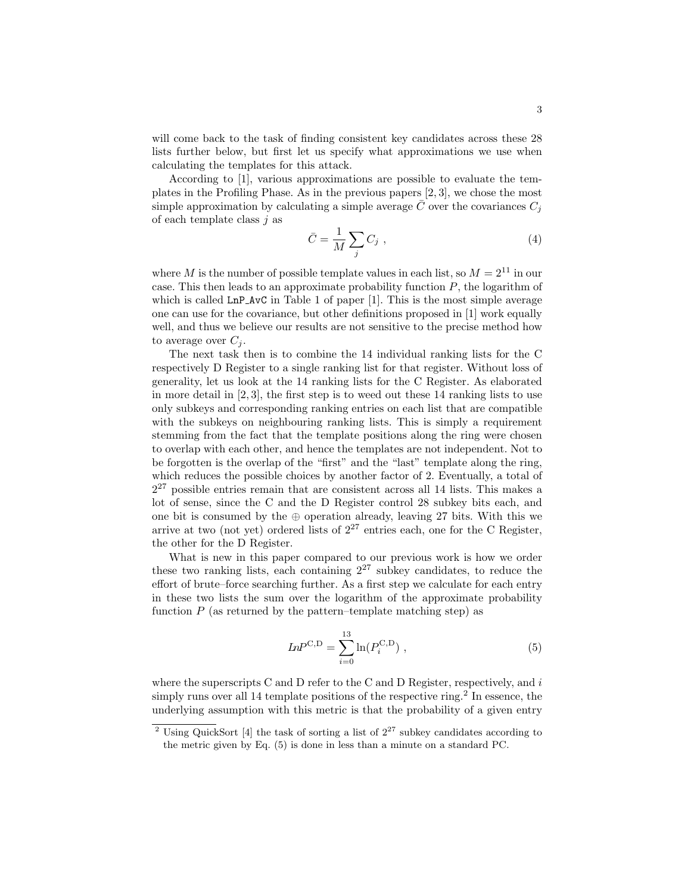will come back to the task of finding consistent key candidates across these 28 lists further below, but first let us specify what approximations we use when calculating the templates for this attack.

According to [1], various approximations are possible to evaluate the templates in the Profiling Phase. As in the previous papers [2, 3], we chose the most simple approximation by calculating a simple average $\bar{C}$ over the covariances $C_j$ of each template class $j$ as

$$\bar{C} = \frac{1}{M} \sum_j C_j \ , \tag{4}$$

where $M$ is the number of possible template values in each list, so $M = 2^{11}$ in our case. This then leads to an approximate probability function $P$, the logarithm of which is called `LnP_AvC` in Table 1 of paper [1]. This is the most simple average one can use for the covariance, but other definitions proposed in [1] work equally well, and thus we believe our results are not sensitive to the precise method how to average over $C_j$.

The next task then is to combine the 14 individual ranking lists for the C respectively D Register to a single ranking list for that register. Without loss of generality, let us look at the 14 ranking lists for the C Register. As elaborated in more detail in [2, 3], the first step is to weed out these 14 ranking lists to use only subkeys and corresponding ranking entries on each list that are compatible with the subkeys on neighbouring ranking lists. This is simply a requirement stemming from the fact that the template positions along the ring were chosen to overlap with each other, and hence the templates are not independent. Not to be forgotten is the overlap of the "first" and the "last" template along the ring, which reduces the possible choices by another factor of 2. Eventually, a total of $2^{27}$ possible entries remain that are consistent across all 14 lists. This makes a lot of sense, since the C and the D Register control 28 subkey bits each, and one bit is consumed by the $\oplus$ operation already, leaving 27 bits. With this we arrive at two (not yet) ordered lists of $2^{27}$ entries each, one for the C Register, the other for the D Register.

What is new in this paper compared to our previous work is how we order these two ranking lists, each containing $2^{27}$ subkey candidates, to reduce the effort of brute–force searching further. As a first step we calculate for each entry in these two lists the sum over the logarithm of the approximate probability function $P$ (as returned by the pattern–template matching step) as

$$LnP^{\mathrm{C,D}} = \sum_{i=0}^{13} \ln(P_i^{\mathrm{C,D}}) \ , \tag{5}$$

where the superscripts C and D refer to the C and D Register, respectively, and $i$ simply runs over all 14 template positions of the respective ring.[2] In essence, the underlying assumption with this metric is that the probability of a given entry

[2] Using QuickSort [4] the task of sorting a list of $2^{27}$ subkey candidates according to the metric given by Eq. (5) is done in less than a minute on a standard PC.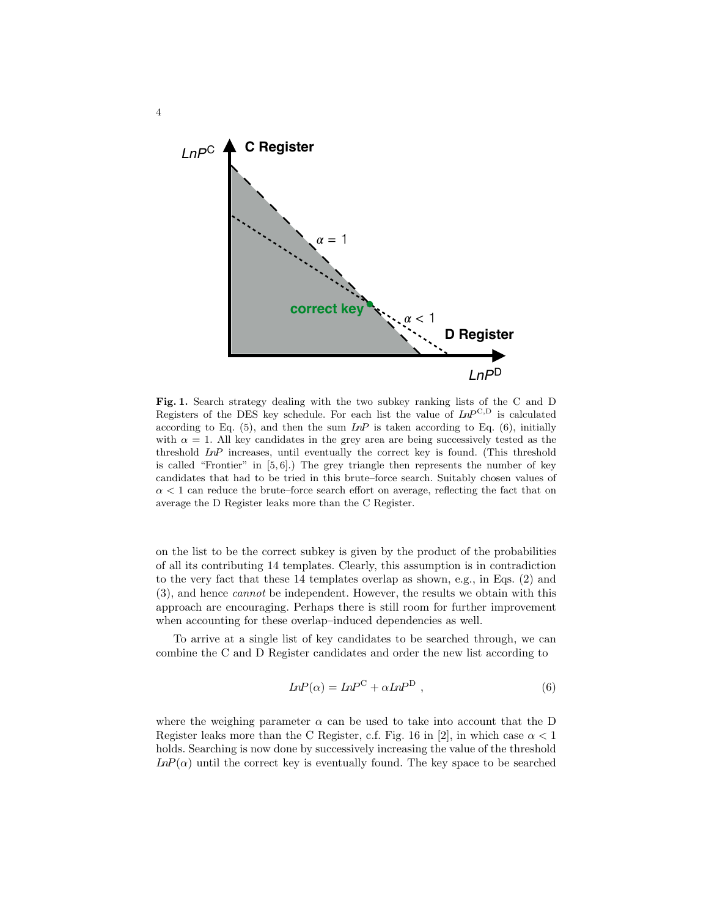**Fig. 1.** Search strategy dealing with the two subkey ranking lists of the C and D Registers of the DES key schedule. For each list the value of $LnP^{\mathrm{C,D}}$ is calculated according to Eq. (5), and then the sum $LnP$ is taken according to Eq. (6), initially with $\alpha = 1$. All key candidates in the grey area are being successively tested as the threshold $LnP$ increases, until eventually the correct key is found. (This threshold is called "Frontier" in [5, 6].) The grey triangle then represents the number of key candidates that had to be tried in this brute–force search. Suitably chosen values of $\alpha < 1$ can reduce the brute–force search effort on average, reflecting the fact that on average the D Register leaks more than the C Register.

on the list to be the correct subkey is given by the product of the probabilities of all its contributing 14 templates. Clearly, this assumption is in contradiction to the very fact that these 14 templates overlap as shown, e.g., in Eqs. (2) and (3), and hence *cannot* be independent. However, the results we obtain with this approach are encouraging. Perhaps there is still room for further improvement when accounting for these overlap–induced dependencies as well.

To arrive at a single list of key candidates to be searched through, we can combine the C and D Register candidates and order the new list according to

$$LnP(\alpha) = LnP^{\mathrm{C}} + \alpha LnP^{\mathrm{D}} \ , \tag{6}$$

where the weighing parameter $\alpha$ can be used to take into account that the D Register leaks more than the C Register, c.f. Fig. 16 in [2], in which case $\alpha < 1$ holds. Searching is now done by successively increasing the value of the threshold $LnP(\alpha)$ until the correct key is eventually found. The key space to be searched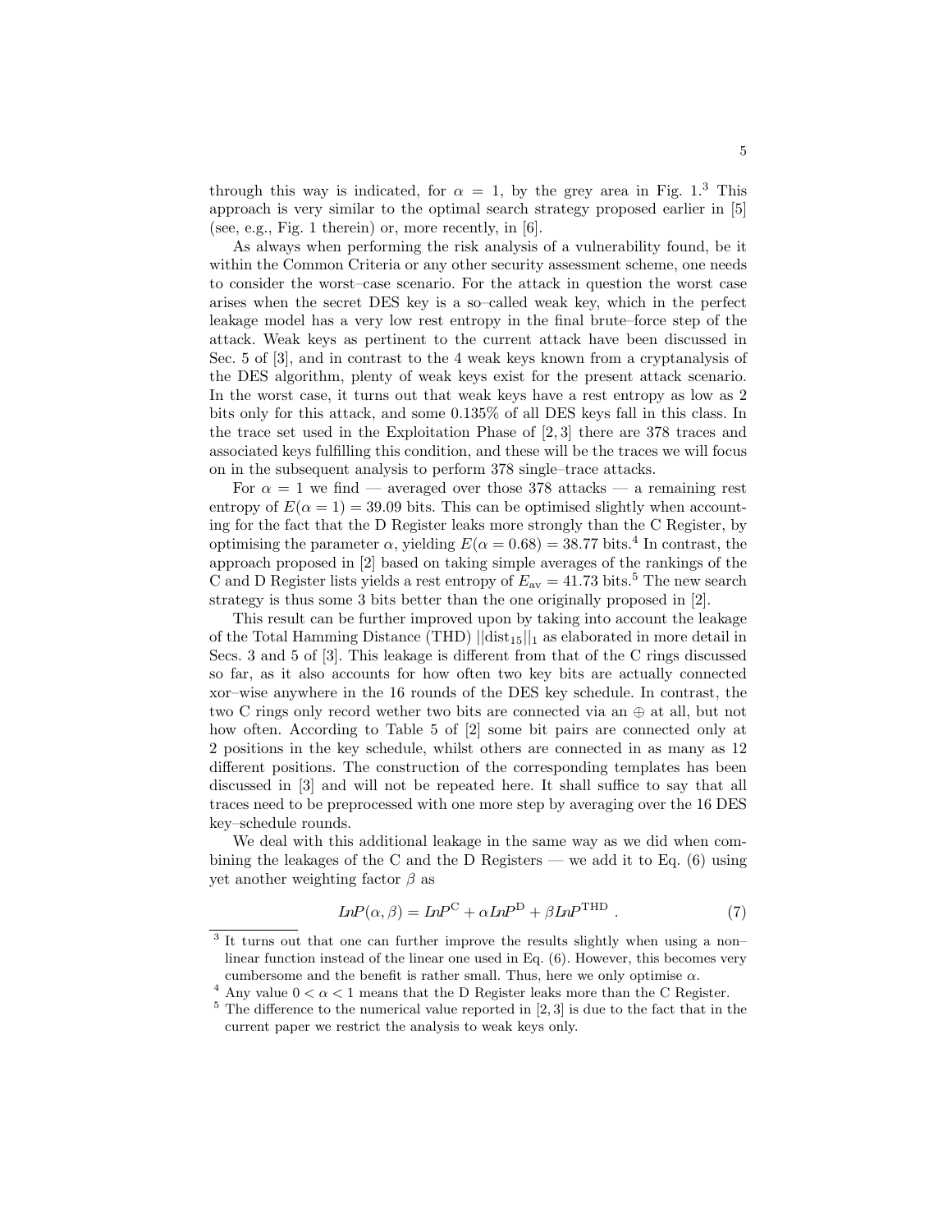through this way is indicated, for $\alpha = 1$, by the grey area in Fig. 1.[3] This approach is very similar to the optimal search strategy proposed earlier in [5] (see, e.g., Fig. 1 therein) or, more recently, in [6].

As always when performing the risk analysis of a vulnerability found, be it within the Common Criteria or any other security assessment scheme, one needs to consider the worst–case scenario. For the attack in question the worst case arises when the secret DES key is a so–called weak key, which in the perfect leakage model has a very low rest entropy in the final brute–force step of the attack. Weak keys as pertinent to the current attack have been discussed in Sec. 5 of [3], and in contrast to the 4 weak keys known from a cryptanalysis of the DES algorithm, plenty of weak keys exist for the present attack scenario. In the worst case, it turns out that weak keys have a rest entropy as low as 2 bits only for this attack, and some 0.135% of all DES keys fall in this class. In the trace set used in the Exploitation Phase of [2, 3] there are 378 traces and associated keys fulfilling this condition, and these will be the traces we will focus on in the subsequent analysis to perform 378 single–trace attacks.

For $\alpha = 1$ we find — averaged over those 378 attacks — a remaining rest entropy of $E(\alpha = 1) = 39.09$ bits. This can be optimised slightly when accounting for the fact that the D Register leaks more strongly than the C Register, by optimising the parameter $\alpha$, yielding $E(\alpha = 0.68) = 38.77$ bits.[4] In contrast, the approach proposed in [2] based on taking simple averages of the rankings of the C and D Register lists yields a rest entropy of $E_{\text{av}} = 41.73$ bits.[5] The new search strategy is thus some 3 bits better than the one originally proposed in [2].

This result can be further improved upon by taking into account the leakage of the Total Hamming Distance (THD) $||\text{dist}_{15}||_1$ as elaborated in more detail in Secs. 3 and 5 of [3]. This leakage is different from that of the C rings discussed so far, as it also accounts for how often two key bits are actually connected xor–wise anywhere in the 16 rounds of the DES key schedule. In contrast, the two C rings only record wether two bits are connected via an $\oplus$ at all, but not how often. According to Table 5 of [2] some bit pairs are connected only at 2 positions in the key schedule, whilst others are connected in as many as 12 different positions. The construction of the corresponding templates has been discussed in [3] and will not be repeated here. It shall suffice to say that all traces need to be preprocessed with one more step by averaging over the 16 DES key–schedule rounds.

We deal with this additional leakage in the same way as we did when combining the leakages of the C and the D Registers — we add it to Eq. (6) using yet another weighting factor $\beta$ as

$$LnP(\alpha, \beta) = LnP^{\text{C}} + \alpha LnP^{\text{D}} + \beta LnP^{\text{THD}} \ . \tag{7}$$

[3] It turns out that one can further improve the results slightly when using a non–linear function instead of the linear one used in Eq. (6). However, this becomes very cumbersome and the benefit is rather small. Thus, here we only optimise $\alpha$.

[4] Any value $0 < \alpha < 1$ means that the D Register leaks more than the C Register.

[5] The difference to the numerical value reported in [2, 3] is due to the fact that in the current paper we restrict the analysis to weak keys only.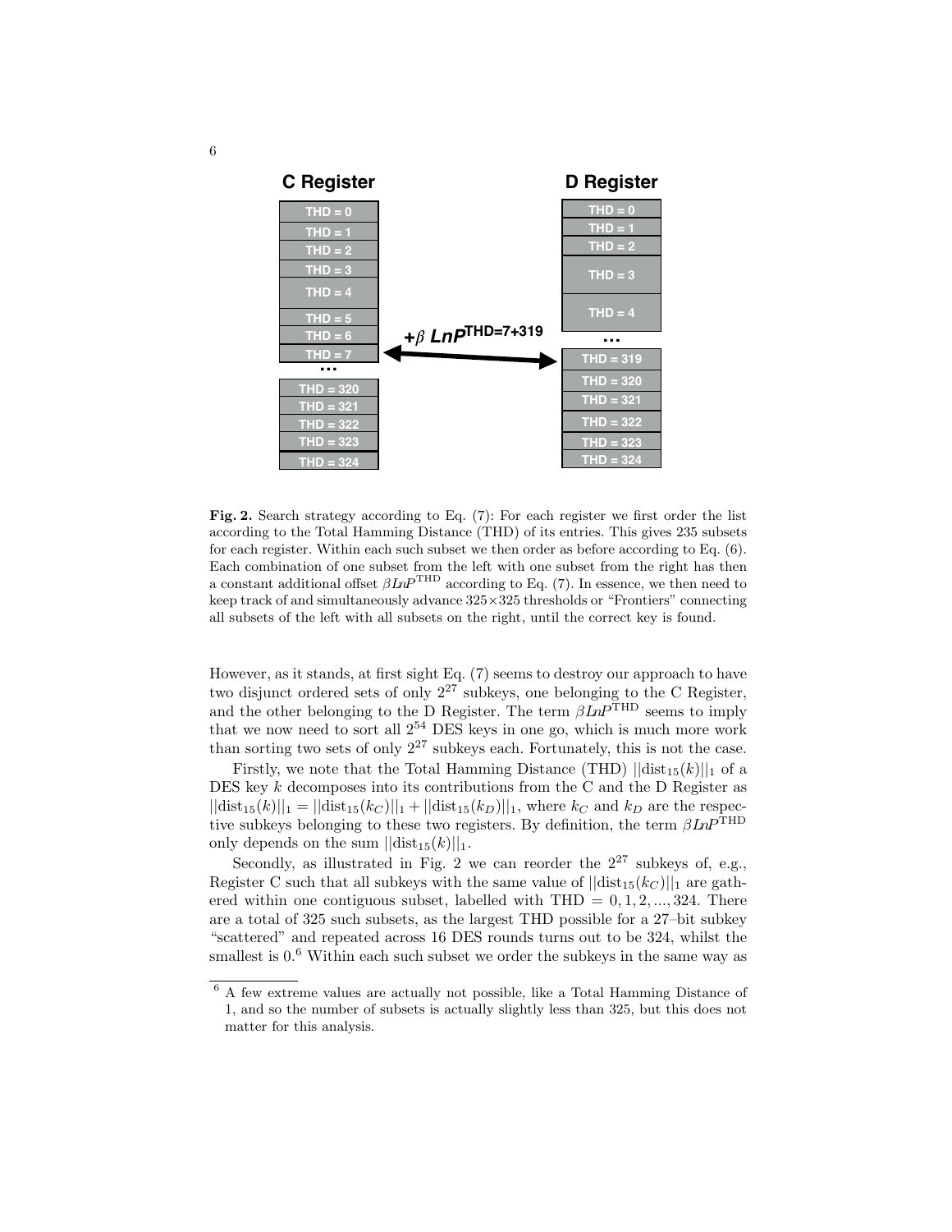**C Register**

| THD = 0 |
|---|
| THD = 1 |
| THD = 2 |
| THD = 3 |
| THD = 4 |
| THD = 5 |
| THD = 6 |
| THD = 7 |
| ... |
| THD = 320 |
| THD = 321 |
| THD = 322 |
| THD = 323 |
| THD = 324 |

$+\beta$ ***LnP*****THD=7+319**

**D Register**

| THD = 0 |
|---|
| THD = 1 |
| THD = 2 |
| THD = 3 |
| THD = 4 |
| ... |
| THD = 319 |
| THD = 320 |
| THD = 321 |
| THD = 322 |
| THD = 323 |
| THD = 324 |

**Fig. 2.** Search strategy according to Eq. (7): For each register we first order the list according to the Total Hamming Distance (THD) of its entries. This gives 235 subsets for each register. Within each such subset we then order as before according to Eq. (6). Each combination of one subset from the left with one subset from the right has then a constant additional offset $\beta LnP^{\text{THD}}$ according to Eq. (7). In essence, we then need to keep track of and simultaneously advance $325 \times 325$ thresholds or "Frontiers" connecting all subsets of the left with all subsets on the right, until the correct key is found.

However, as it stands, at first sight Eq. (7) seems to destroy our approach to have two disjunct ordered sets of only $2^{27}$ subkeys, one belonging to the C Register, and the other belonging to the D Register. The term $\beta LnP^{\text{THD}}$ seems to imply that we now need to sort all $2^{54}$ DES keys in one go, which is much more work than sorting two sets of only $2^{27}$ subkeys each. Fortunately, this is not the case.

Firstly, we note that the Total Hamming Distance (THD) $||\text{dist}_{15}(k)||_1$ of a DES key $k$ decomposes into its contributions from the C and the D Register as $||\text{dist}_{15}(k)||_1 = ||\text{dist}_{15}(k_C)||_1 + ||\text{dist}_{15}(k_D)||_1$, where $k_C$ and $k_D$ are the respective subkeys belonging to these two registers. By definition, the term $\beta LnP^{\text{THD}}$ only depends on the sum $||\text{dist}_{15}(k)||_1$.

Secondly, as illustrated in Fig. 2 we can reorder the $2^{27}$ subkeys of, e.g., Register C such that all subkeys with the same value of $||\text{dist}_{15}(k_C)||_1$ are gathered within one contiguous subset, labelled with THD $= 0, 1, 2, ..., 324$. There are a total of 325 such subsets, as the largest THD possible for a 27–bit subkey "scattered" and repeated across 16 DES rounds turns out to be 324, whilst the smallest is 0.[6] Within each such subset we order the subkeys in the same way as

[6] A few extreme values are actually not possible, like a Total Hamming Distance of 1, and so the number of subsets is actually slightly less than 325, but this does not matter for this analysis.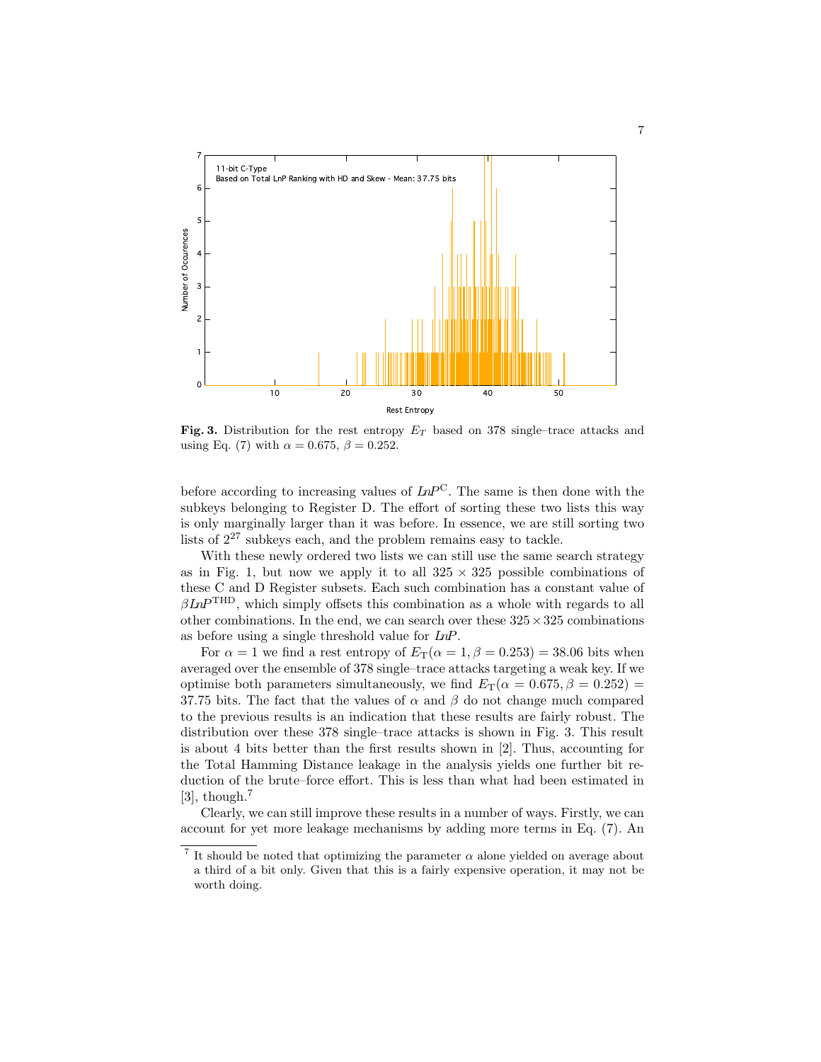**Fig. 3.** Distribution for the rest entropy $E_T$ based on 378 single–trace attacks and using Eq. (7) with $\alpha = 0.675$, $\beta = 0.252$.

before according to increasing values of $LnP^{\mathrm{C}}$. The same is then done with the subkeys belonging to Register D. The effort of sorting these two lists this way is only marginally larger than it was before. In essence, we are still sorting two lists of $2^{27}$ subkeys each, and the problem remains easy to tackle.

With these newly ordered two lists we can still use the same search strategy as in Fig. 1, but now we apply it to all $325 \times 325$ possible combinations of these C and D Register subsets. Each such combination has a constant value of $\beta LnP^{\mathrm{THD}}$, which simply offsets this combination as a whole with regards to all other combinations. In the end, we can search over these $325 \times 325$ combinations as before using a single threshold value for $LnP$.

For $\alpha = 1$ we find a rest entropy of $E_{\mathrm{T}}(\alpha = 1, \beta = 0.253) = 38.06$ bits when averaged over the ensemble of 378 single–trace attacks targeting a weak key. If we optimise both parameters simultaneously, we find $E_{\mathrm{T}}(\alpha = 0.675, \beta = 0.252) = 37.75$ bits. The fact that the values of $\alpha$ and $\beta$ do not change much compared to the previous results is an indication that these results are fairly robust. The distribution over these 378 single–trace attacks is shown in Fig. 3. This result is about 4 bits better than the first results shown in [2]. Thus, accounting for the Total Hamming Distance leakage in the analysis yields one further bit reduction of the brute–force effort. This is less than what had been estimated in [3], though.[7]

Clearly, we can still improve these results in a number of ways. Firstly, we can account for yet more leakage mechanisms by adding more terms in Eq. (7). An

[7] It should be noted that optimizing the parameter $\alpha$ alone yielded on average about a third of a bit only. Given that this is a fairly expensive operation, it may not be worth doing.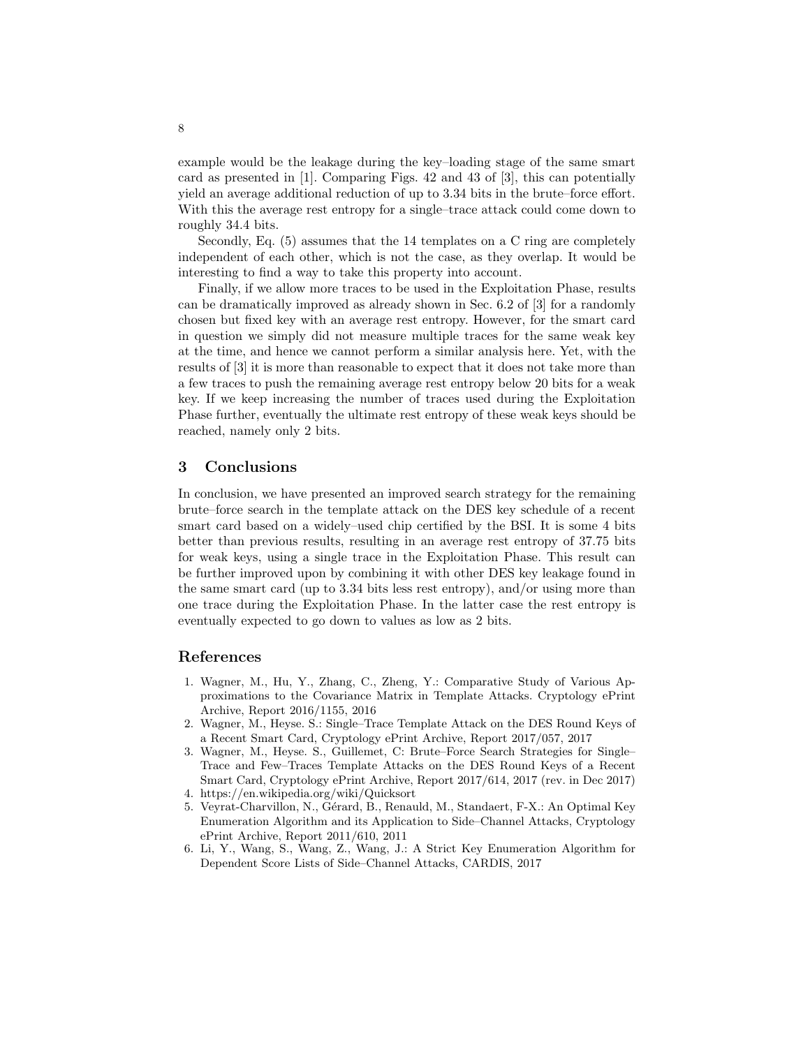example would be the leakage during the key–loading stage of the same smart card as presented in [1]. Comparing Figs. 42 and 43 of [3], this can potentially yield an average additional reduction of up to 3.34 bits in the brute–force effort. With this the average rest entropy for a single–trace attack could come down to roughly 34.4 bits.

Secondly, Eq. (5) assumes that the 14 templates on a C ring are completely independent of each other, which is not the case, as they overlap. It would be interesting to find a way to take this property into account.

Finally, if we allow more traces to be used in the Exploitation Phase, results can be dramatically improved as already shown in Sec. 6.2 of [3] for a randomly chosen but fixed key with an average rest entropy. However, for the smart card in question we simply did not measure multiple traces for the same weak key at the time, and hence we cannot perform a similar analysis here. Yet, with the results of [3] it is more than reasonable to expect that it does not take more than a few traces to push the remaining average rest entropy below 20 bits for a weak key. If we keep increasing the number of traces used during the Exploitation Phase further, eventually the ultimate rest entropy of these weak keys should be reached, namely only 2 bits.

## 3 Conclusions

In conclusion, we have presented an improved search strategy for the remaining brute–force search in the template attack on the DES key schedule of a recent smart card based on a widely–used chip certified by the BSI. It is some 4 bits better than previous results, resulting in an average rest entropy of 37.75 bits for weak keys, using a single trace in the Exploitation Phase. This result can be further improved upon by combining it with other DES key leakage found in the same smart card (up to 3.34 bits less rest entropy), and/or using more than one trace during the Exploitation Phase. In the latter case the rest entropy is eventually expected to go down to values as low as 2 bits.

## References

1. Wagner, M., Hu, Y., Zhang, C., Zheng, Y.: Comparative Study of Various Approximations to the Covariance Matrix in Template Attacks. Cryptology ePrint Archive, Report 2016/1155, 2016
2. Wagner, M., Heyse. S.: Single–Trace Template Attack on the DES Round Keys of a Recent Smart Card, Cryptology ePrint Archive, Report 2017/057, 2017
3. Wagner, M., Heyse. S., Guillemet, C: Brute–Force Search Strategies for Single–Trace and Few–Traces Template Attacks on the DES Round Keys of a Recent Smart Card, Cryptology ePrint Archive, Report 2017/614, 2017 (rev. in Dec 2017)
4. https://en.wikipedia.org/wiki/Quicksort
5. Veyrat-Charvillon, N., Gérard, B., Renauld, M., Standaert, F-X.: An Optimal Key Enumeration Algorithm and its Application to Side–Channel Attacks, Cryptology ePrint Archive, Report 2011/610, 2011
6. Li, Y., Wang, S., Wang, Z., Wang, J.: A Strict Key Enumeration Algorithm for Dependent Score Lists of Side–Channel Attacks, CARDIS, 2017